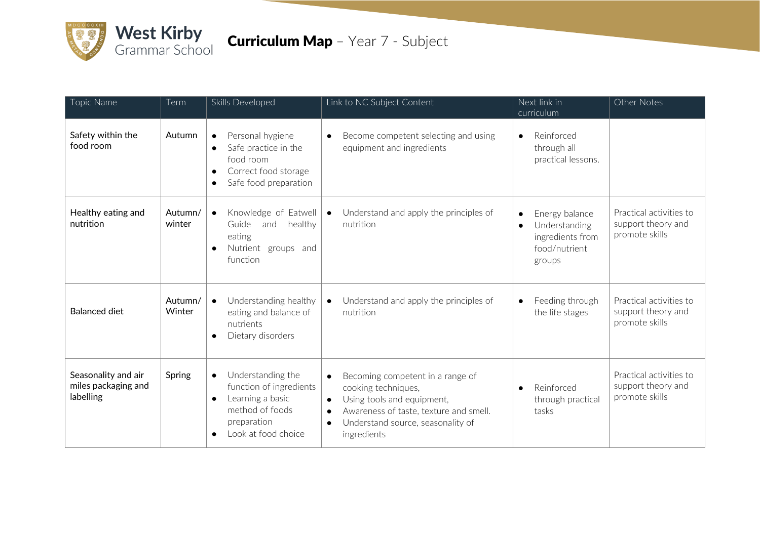West Kirby Grammar School

# **Curriculum Map** – Year 7 - Subject

| Topic Name | Term | Skills Developed | Link to NC Subject Content | Next link in curriculum | Other Notes |
|---|---|---|---|---|---|
| Safety within the food room | Autumn | • Personal hygiene<br>• Safe practice in the food room<br>• Correct food storage<br>• Safe food preparation | • Become competent selecting and using equipment and ingredients | • Reinforced through all practical lessons. | |
| Healthy eating and nutrition | Autumn/ winter | • Knowledge of Eatwell Guide and healthy eating<br>• Nutrient groups and function | • Understand and apply the principles of nutrition | • Energy balance<br>• Understanding ingredients from food/nutrient groups | Practical activities to support theory and promote skills |
| Balanced diet | Autumn/ Winter | • Understanding healthy eating and balance of nutrients<br>• Dietary disorders | • Understand and apply the principles of nutrition | • Feeding through the life stages | Practical activities to support theory and promote skills |
| Seasonality and air miles packaging and labelling | Spring | • Understanding the function of ingredients<br>• Learning a basic method of foods preparation<br>• Look at food choice | • Becoming competent in a range of cooking techniques,<br>• Using tools and equipment,<br>• Awareness of taste, texture and smell.<br>• Understand source, seasonality of ingredients | • Reinforced through practical tasks | Practical activities to support theory and promote skills |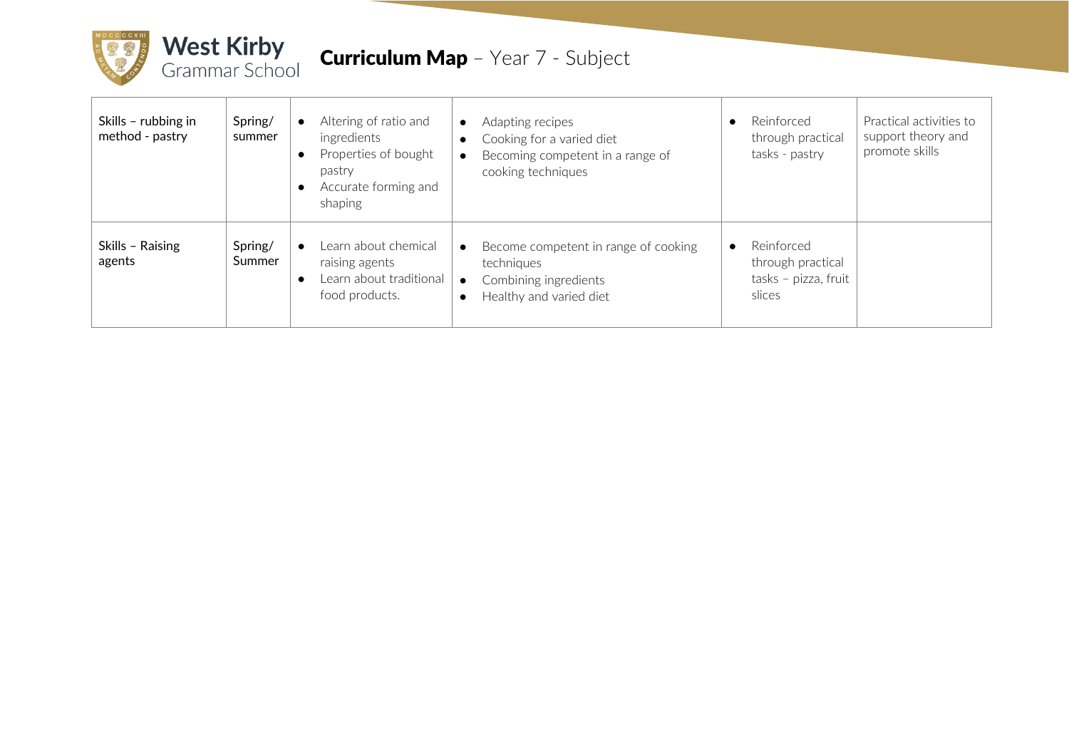| | | | | | |
|---|---|---|---|---|---|
| Skills – rubbing in method - pastry | Spring/ summer | • Altering of ratio and ingredients<br>• Properties of bought pastry<br>• Accurate forming and shaping | • Adapting recipes<br>• Cooking for a varied diet<br>• Becoming competent in a range of cooking techniques | • Reinforced through practical tasks - pastry | Practical activities to support theory and promote skills |
| Skills – Raising agents | Spring/ Summer | • Learn about chemical raising agents<br>• Learn about traditional food products. | • Become competent in range of cooking techniques<br>• Combining ingredients<br>• Healthy and varied diet | • Reinforced through practical tasks – pizza, fruit slices | |